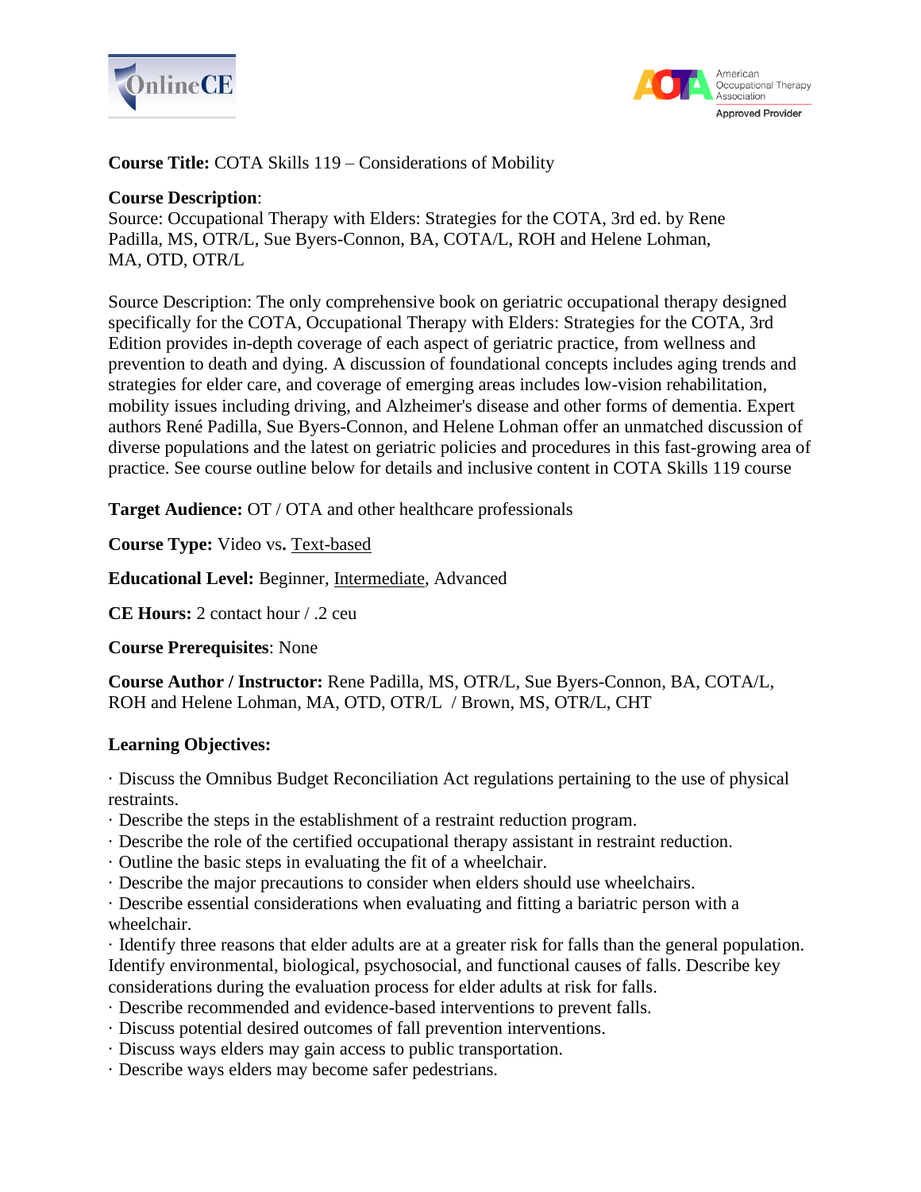**Course Title:** COTA Skills 119 – Considerations of Mobility

**Course Description**:
Source: Occupational Therapy with Elders: Strategies for the COTA, 3rd ed. by Rene Padilla, MS, OTR/L, Sue Byers-Connon, BA, COTA/L, ROH and Helene Lohman, MA, OTD, OTR/L

Source Description: The only comprehensive book on geriatric occupational therapy designed specifically for the COTA, Occupational Therapy with Elders: Strategies for the COTA, 3rd Edition provides in-depth coverage of each aspect of geriatric practice, from wellness and prevention to death and dying. A discussion of foundational concepts includes aging trends and strategies for elder care, and coverage of emerging areas includes low-vision rehabilitation, mobility issues including driving, and Alzheimer's disease and other forms of dementia. Expert authors René Padilla, Sue Byers-Connon, and Helene Lohman offer an unmatched discussion of diverse populations and the latest on geriatric policies and procedures in this fast-growing area of practice. See course outline below for details and inclusive content in COTA Skills 119 course

**Target Audience:** OT / OTA and other healthcare professionals

**Course Type:** Video vs**.** Text-based

**Educational Level:** Beginner, Intermediate, Advanced

**CE Hours:** 2 contact hour / .2 ceu

**Course Prerequisites**: None

**Course Author / Instructor:** Rene Padilla, MS, OTR/L, Sue Byers-Connon, BA, COTA/L, ROH and Helene Lohman, MA, OTD, OTR/L / Brown, MS, OTR/L, CHT

**Learning Objectives:**

· Discuss the Omnibus Budget Reconciliation Act regulations pertaining to the use of physical restraints.
· Describe the steps in the establishment of a restraint reduction program.
· Describe the role of the certified occupational therapy assistant in restraint reduction.
· Outline the basic steps in evaluating the fit of a wheelchair.
· Describe the major precautions to consider when elders should use wheelchairs.
· Describe essential considerations when evaluating and fitting a bariatric person with a wheelchair.
· Identify three reasons that elder adults are at a greater risk for falls than the general population. Identify environmental, biological, psychosocial, and functional causes of falls. Describe key considerations during the evaluation process for elder adults at risk for falls.
· Describe recommended and evidence-based interventions to prevent falls.
· Discuss potential desired outcomes of fall prevention interventions.
· Discuss ways elders may gain access to public transportation.
· Describe ways elders may become safer pedestrians.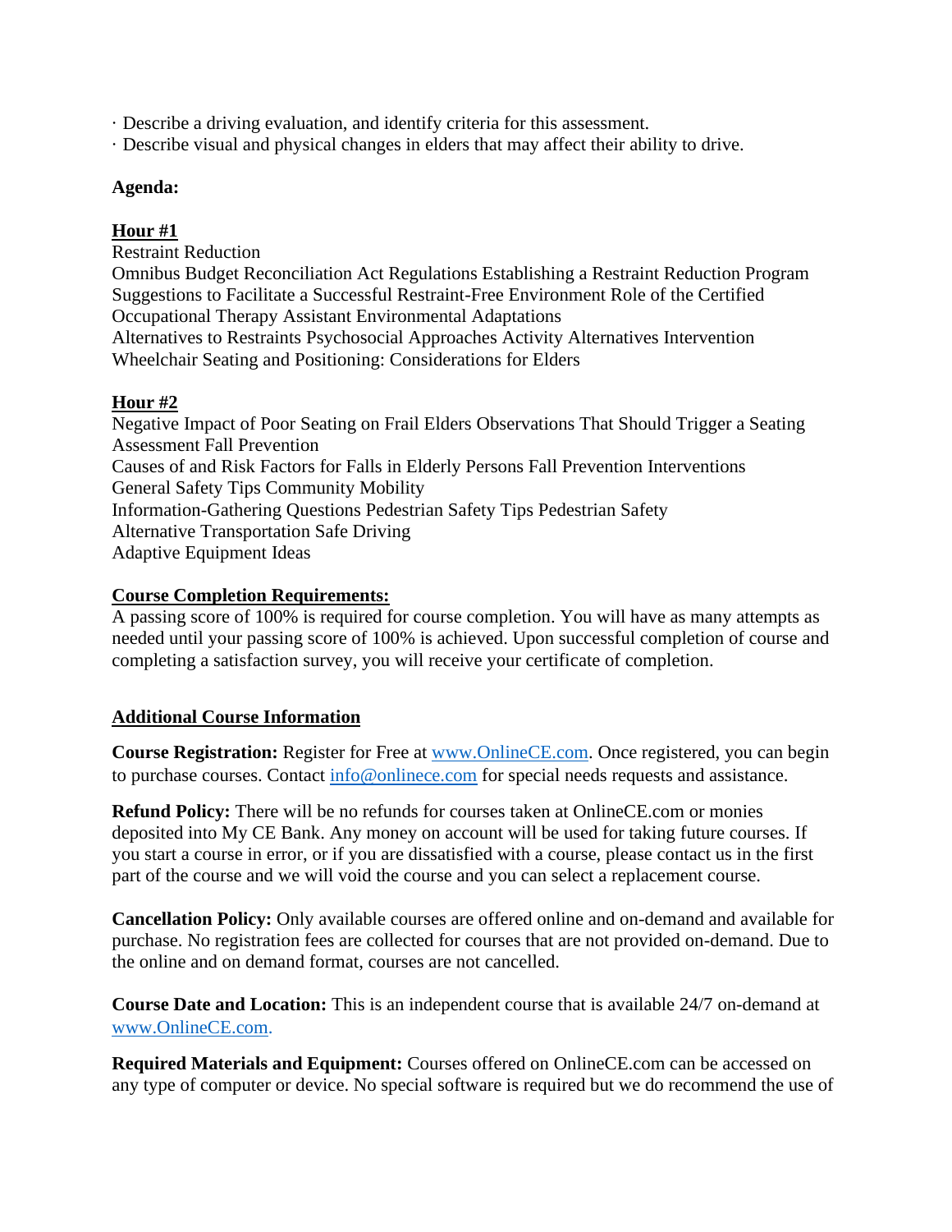· Describe a driving evaluation, and identify criteria for this assessment.
· Describe visual and physical changes in elders that may affect their ability to drive.

**Agenda:**

**Hour #1**
Restraint Reduction
Omnibus Budget Reconciliation Act Regulations Establishing a Restraint Reduction Program
Suggestions to Facilitate a Successful Restraint-Free Environment Role of the Certified Occupational Therapy Assistant Environmental Adaptations
Alternatives to Restraints Psychosocial Approaches Activity Alternatives Intervention
Wheelchair Seating and Positioning: Considerations for Elders

**Hour #2**
Negative Impact of Poor Seating on Frail Elders Observations That Should Trigger a Seating Assessment Fall Prevention
Causes of and Risk Factors for Falls in Elderly Persons Fall Prevention Interventions
General Safety Tips Community Mobility
Information-Gathering Questions Pedestrian Safety Tips Pedestrian Safety
Alternative Transportation Safe Driving
Adaptive Equipment Ideas

**Course Completion Requirements:**
A passing score of 100% is required for course completion. You will have as many attempts as needed until your passing score of 100% is achieved. Upon successful completion of course and completing a satisfaction survey, you will receive your certificate of completion.

**Additional Course Information**

**Course Registration:** Register for Free at www.OnlineCE.com. Once registered, you can begin to purchase courses. Contact info@onlinece.com for special needs requests and assistance.

**Refund Policy:** There will be no refunds for courses taken at OnlineCE.com or monies deposited into My CE Bank. Any money on account will be used for taking future courses. If you start a course in error, or if you are dissatisfied with a course, please contact us in the first part of the course and we will void the course and you can select a replacement course.

**Cancellation Policy:** Only available courses are offered online and on-demand and available for purchase. No registration fees are collected for courses that are not provided on-demand. Due to the online and on demand format, courses are not cancelled.

**Course Date and Location:** This is an independent course that is available 24/7 on-demand at www.OnlineCE.com.

**Required Materials and Equipment:** Courses offered on OnlineCE.com can be accessed on any type of computer or device. No special software is required but we do recommend the use of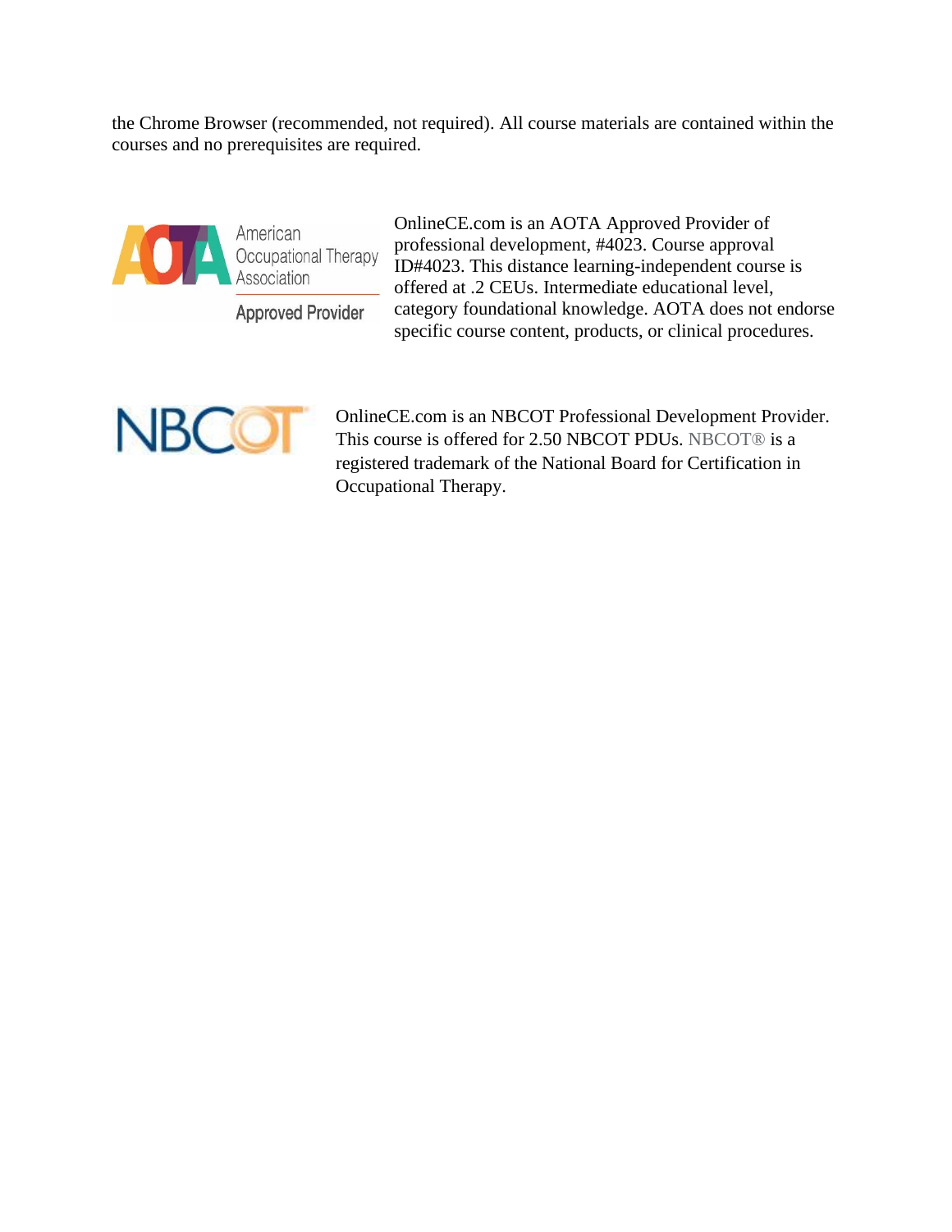the Chrome Browser (recommended, not required). All course materials are contained within the courses and no prerequisites are required.

American Occupational Therapy Association

Approved Provider

OnlineCE.com is an AOTA Approved Provider of professional development, #4023. Course approval ID#4023. This distance learning-independent course is offered at .2 CEUs. Intermediate educational level, category foundational knowledge. AOTA does not endorse specific course content, products, or clinical procedures.

OnlineCE.com is an NBCOT Professional Development Provider. This course is offered for 2.50 NBCOT PDUs. NBCOT® is a registered trademark of the National Board for Certification in Occupational Therapy.